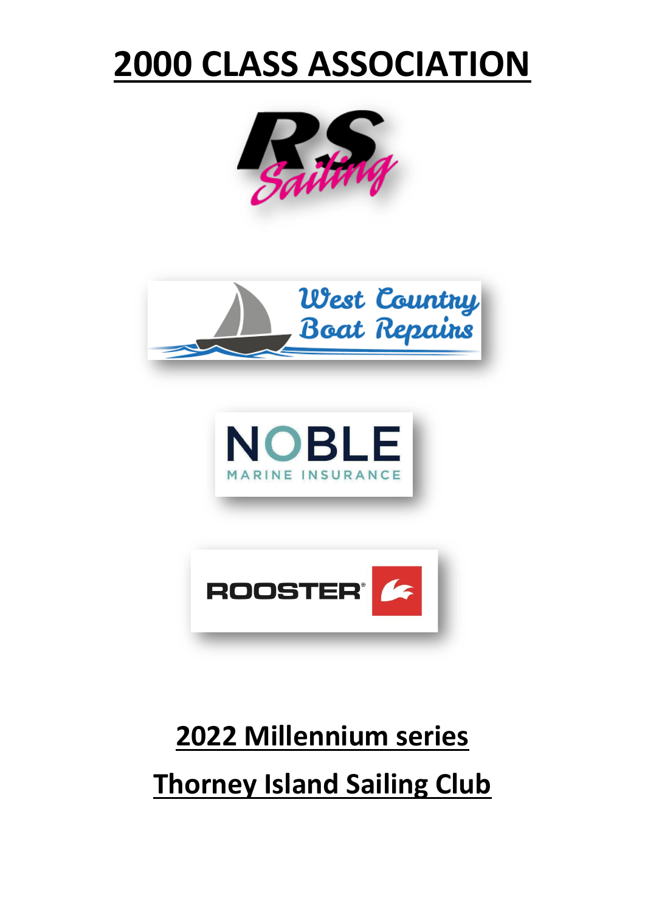# 2000 CLASS ASSOCIATION

## 2022 Millennium series

## Thorney Island Sailing Club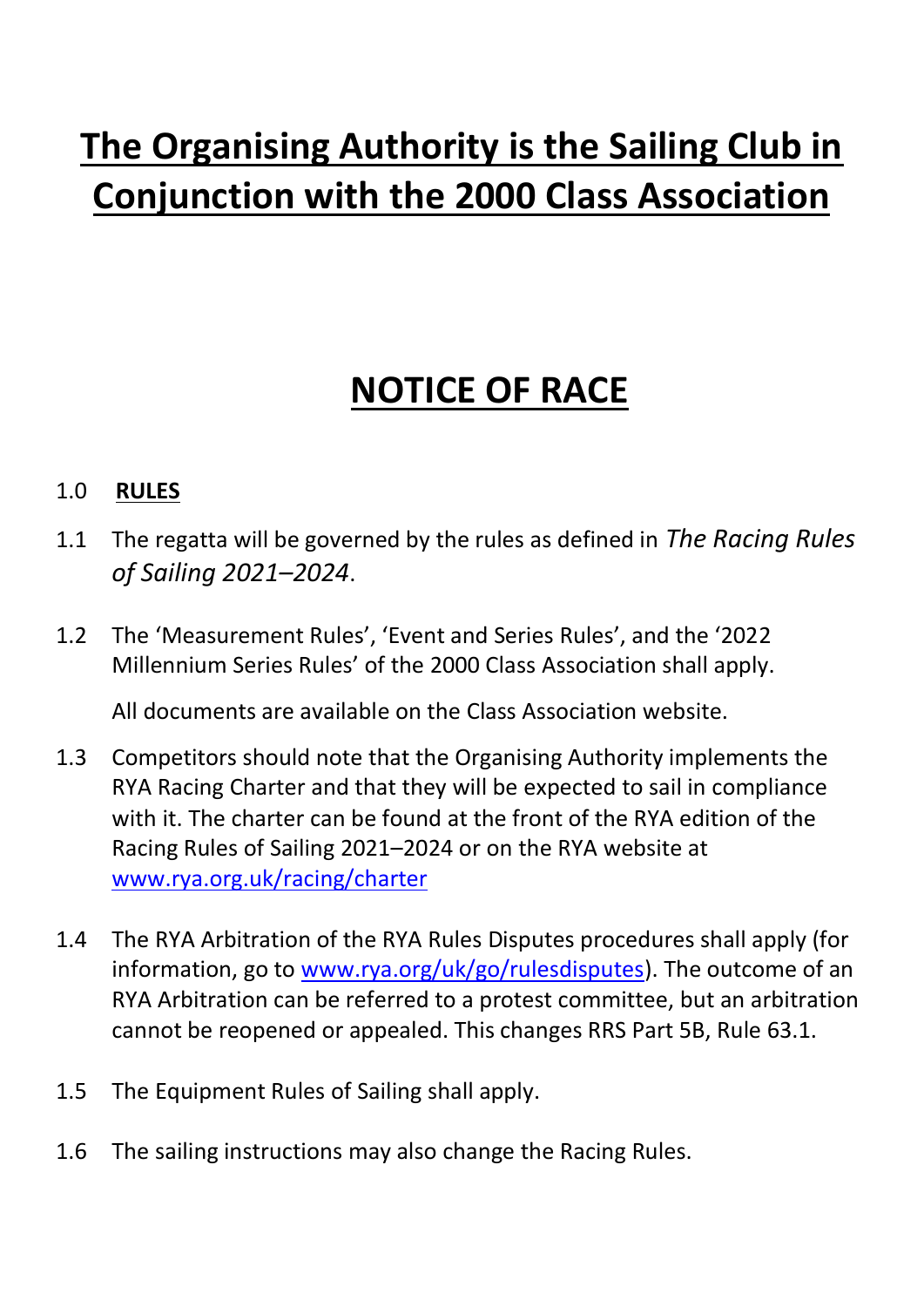# The Organising Authority is the Sailing Club in Conjunction with the 2000 Class Association

# NOTICE OF RACE

## 1.0 RULES

1.1 The regatta will be governed by the rules as defined in *The Racing Rules of Sailing 2021–2024*.

1.2 The 'Measurement Rules', 'Event and Series Rules', and the '2022 Millennium Series Rules' of the 2000 Class Association shall apply.

All documents are available on the Class Association website.

1.3 Competitors should note that the Organising Authority implements the RYA Racing Charter and that they will be expected to sail in compliance with it. The charter can be found at the front of the RYA edition of the Racing Rules of Sailing 2021–2024 or on the RYA website at [www.rya.org.uk/racing/charter](www.rya.org.uk/racing/charter)

1.4 The RYA Arbitration of the RYA Rules Disputes procedures shall apply (for information, go to [www.rya.org/uk/go/rulesdisputes](www.rya.org/uk/go/rulesdisputes)). The outcome of an RYA Arbitration can be referred to a protest committee, but an arbitration cannot be reopened or appealed. This changes RRS Part 5B, Rule 63.1.

1.5 The Equipment Rules of Sailing shall apply.

1.6 The sailing instructions may also change the Racing Rules.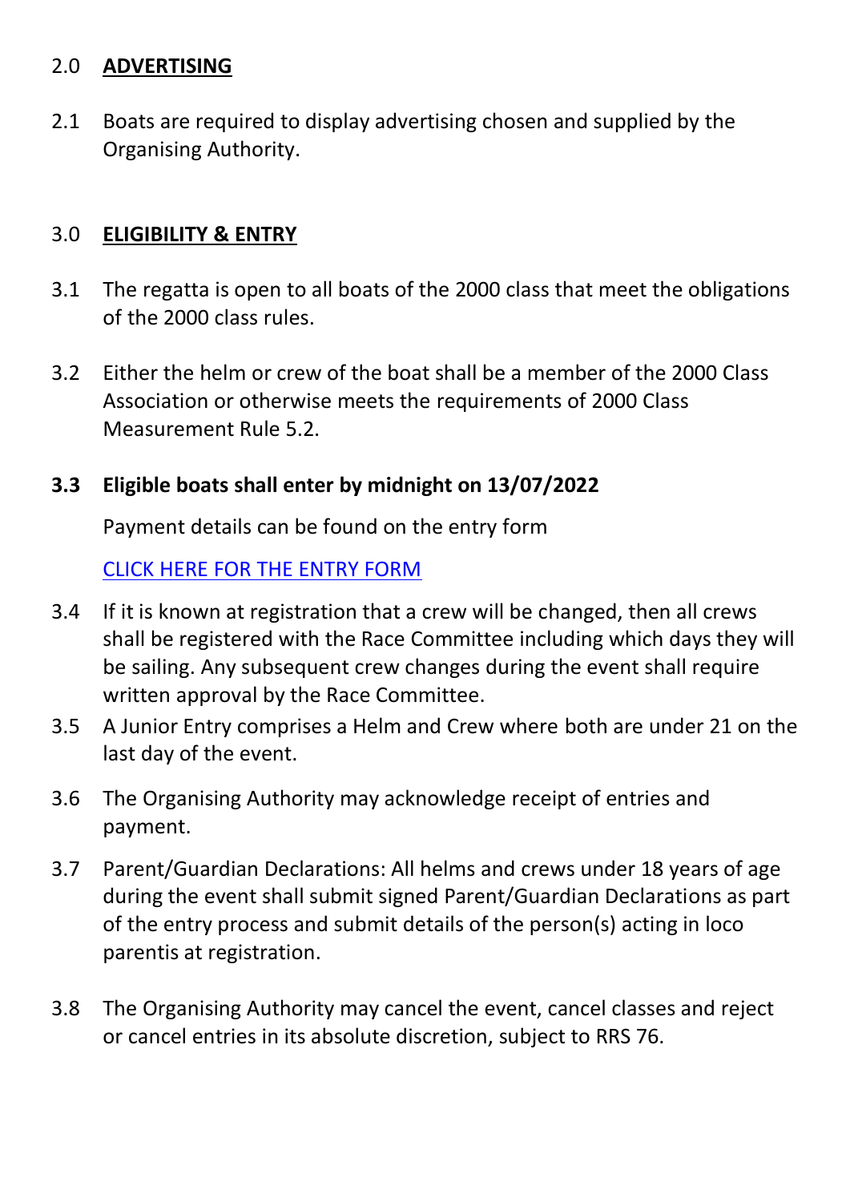## 2.0 ADVERTISING

2.1 Boats are required to display advertising chosen and supplied by the Organising Authority.

## 3.0 ELIGIBILITY & ENTRY

3.1 The regatta is open to all boats of the 2000 class that meet the obligations of the 2000 class rules.

3.2 Either the helm or crew of the boat shall be a member of the 2000 Class Association or otherwise meets the requirements of 2000 Class Measurement Rule 5.2.

**3.3 Eligible boats shall enter by midnight on 13/07/2022**

Payment details can be found on the entry form

CLICK HERE FOR THE ENTRY FORM

3.4 If it is known at registration that a crew will be changed, then all crews shall be registered with the Race Committee including which days they will be sailing. Any subsequent crew changes during the event shall require written approval by the Race Committee.

3.5 A Junior Entry comprises a Helm and Crew where both are under 21 on the last day of the event.

3.6 The Organising Authority may acknowledge receipt of entries and payment.

3.7 Parent/Guardian Declarations: All helms and crews under 18 years of age during the event shall submit signed Parent/Guardian Declarations as part of the entry process and submit details of the person(s) acting in loco parentis at registration.

3.8 The Organising Authority may cancel the event, cancel classes and reject or cancel entries in its absolute discretion, subject to RRS 76.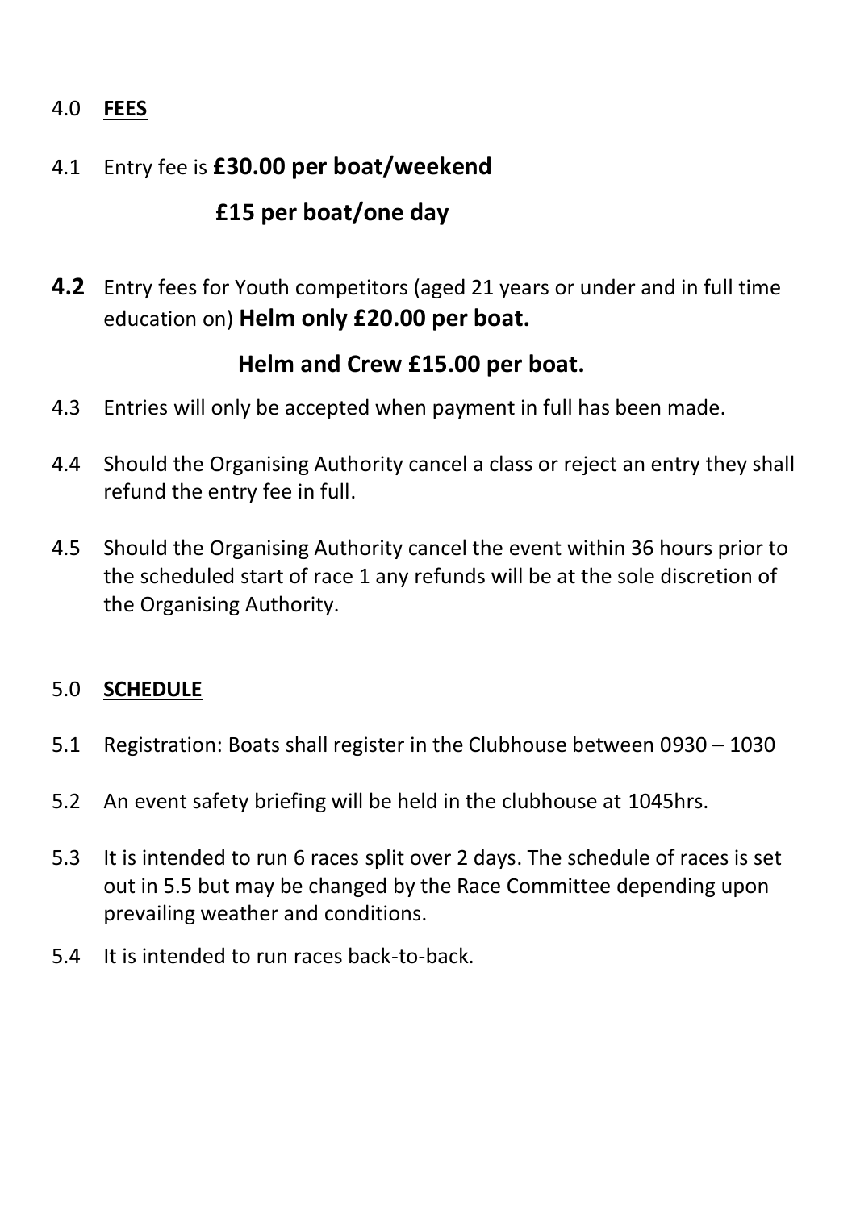4.0 **FEES**

4.1 Entry fee is **£30.00 per boat/weekend**

**£15 per boat/one day**

**4.2** Entry fees for Youth competitors (aged 21 years or under and in full time education on) **Helm only £20.00 per boat.**

**Helm and Crew £15.00 per boat.**

4.3 Entries will only be accepted when payment in full has been made.

4.4 Should the Organising Authority cancel a class or reject an entry they shall refund the entry fee in full.

4.5 Should the Organising Authority cancel the event within 36 hours prior to the scheduled start of race 1 any refunds will be at the sole discretion of the Organising Authority.

5.0 **SCHEDULE**

5.1 Registration: Boats shall register in the Clubhouse between 0930 – 1030

5.2 An event safety briefing will be held in the clubhouse at 1045hrs.

5.3 It is intended to run 6 races split over 2 days. The schedule of races is set out in 5.5 but may be changed by the Race Committee depending upon prevailing weather and conditions.

5.4 It is intended to run races back-to-back.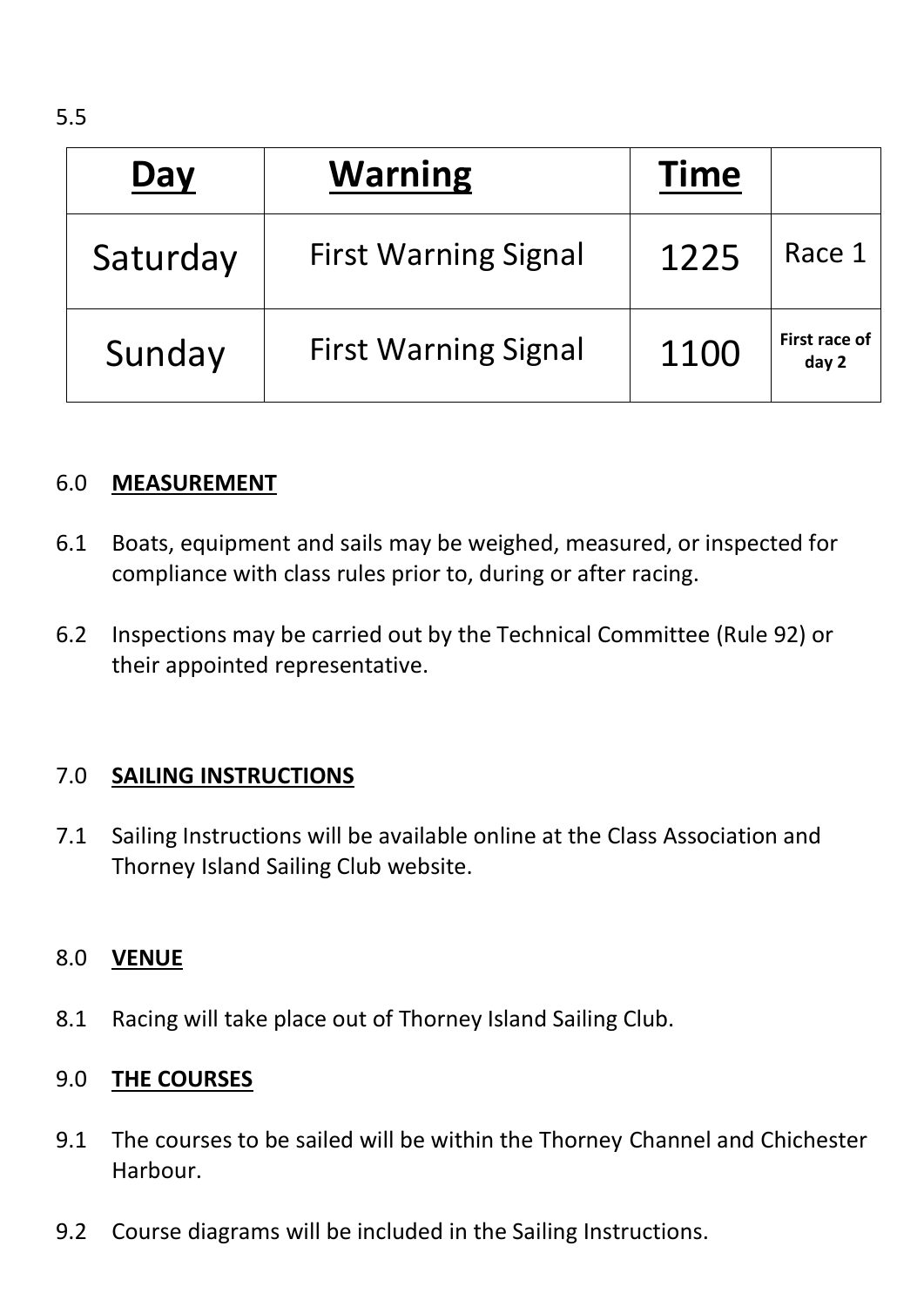5.5

| **Day** | **Warning** | **Time** | |
|---|---|---|---|
| Saturday | First Warning Signal | 1225 | Race 1 |
| Sunday | First Warning Signal | 1100 | **First race of day 2** |

## 6.0 **MEASUREMENT**

6.1 Boats, equipment and sails may be weighed, measured, or inspected for compliance with class rules prior to, during or after racing.

6.2 Inspections may be carried out by the Technical Committee (Rule 92) or their appointed representative.

## 7.0 **SAILING INSTRUCTIONS**

7.1 Sailing Instructions will be available online at the Class Association and Thorney Island Sailing Club website.

## 8.0 **VENUE**

8.1 Racing will take place out of Thorney Island Sailing Club.

## 9.0 **THE COURSES**

9.1 The courses to be sailed will be within the Thorney Channel and Chichester Harbour.

9.2 Course diagrams will be included in the Sailing Instructions.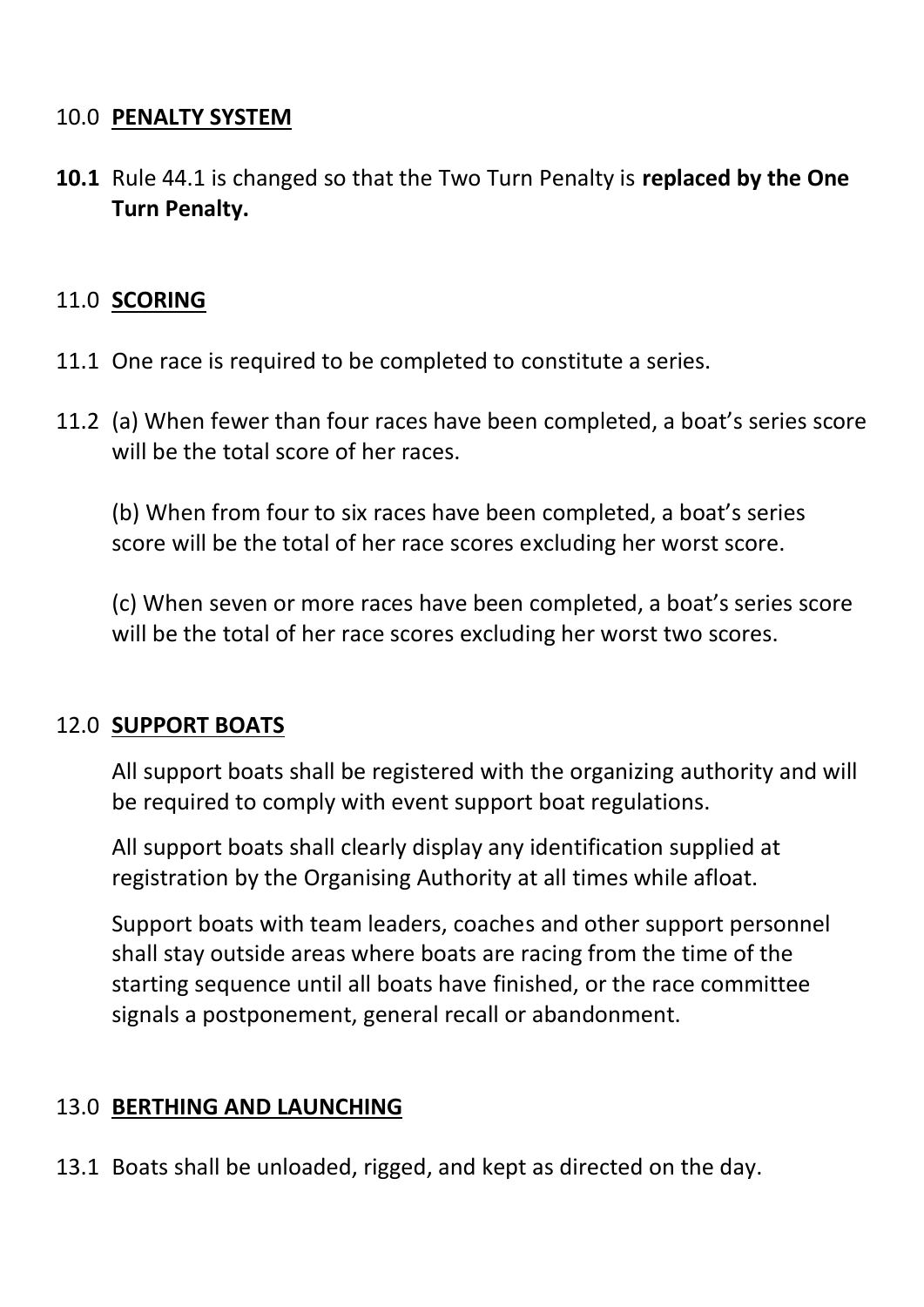## 10.0 **PENALTY SYSTEM**

**10.1** Rule 44.1 is changed so that the Two Turn Penalty is **replaced by the One Turn Penalty.**

## 11.0 **SCORING**

11.1 One race is required to be completed to constitute a series.

11.2 (a) When fewer than four races have been completed, a boat's series score will be the total score of her races.

(b) When from four to six races have been completed, a boat's series score will be the total of her race scores excluding her worst score.

(c) When seven or more races have been completed, a boat's series score will be the total of her race scores excluding her worst two scores.

## 12.0 **SUPPORT BOATS**

All support boats shall be registered with the organizing authority and will be required to comply with event support boat regulations.

All support boats shall clearly display any identification supplied at registration by the Organising Authority at all times while afloat.

Support boats with team leaders, coaches and other support personnel shall stay outside areas where boats are racing from the time of the starting sequence until all boats have finished, or the race committee signals a postponement, general recall or abandonment.

## 13.0 **BERTHING AND LAUNCHING**

13.1 Boats shall be unloaded, rigged, and kept as directed on the day.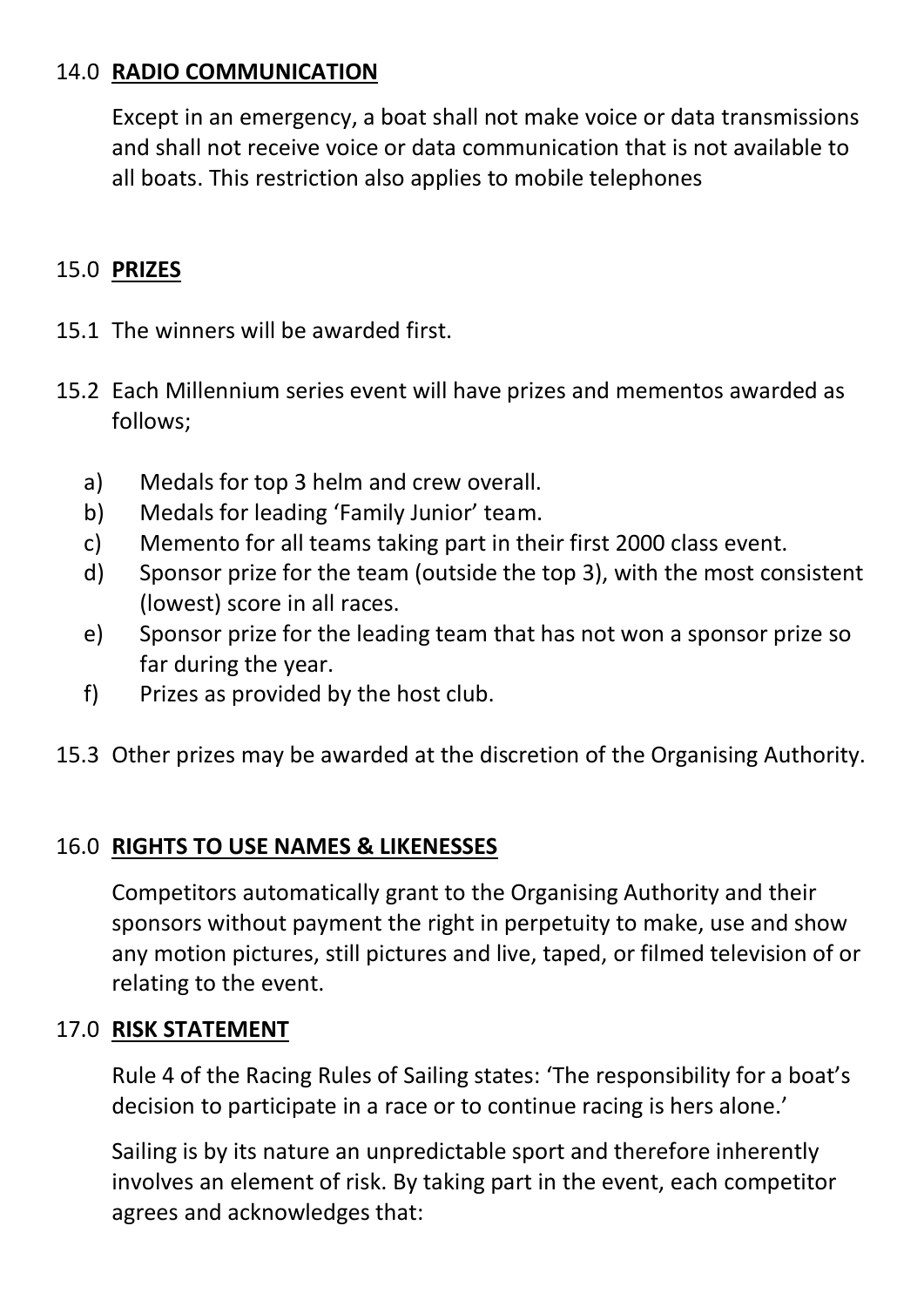## 14.0 RADIO COMMUNICATION

Except in an emergency, a boat shall not make voice or data transmissions and shall not receive voice or data communication that is not available to all boats. This restriction also applies to mobile telephones

## 15.0 PRIZES

15.1 The winners will be awarded first.

15.2 Each Millennium series event will have prizes and mementos awarded as follows;

a) Medals for top 3 helm and crew overall.
b) Medals for leading 'Family Junior' team.
c) Memento for all teams taking part in their first 2000 class event.
d) Sponsor prize for the team (outside the top 3), with the most consistent (lowest) score in all races.
e) Sponsor prize for the leading team that has not won a sponsor prize so far during the year.
f) Prizes as provided by the host club.

15.3 Other prizes may be awarded at the discretion of the Organising Authority.

## 16.0 RIGHTS TO USE NAMES & LIKENESSES

Competitors automatically grant to the Organising Authority and their sponsors without payment the right in perpetuity to make, use and show any motion pictures, still pictures and live, taped, or filmed television of or relating to the event.

## 17.0 RISK STATEMENT

Rule 4 of the Racing Rules of Sailing states: 'The responsibility for a boat's decision to participate in a race or to continue racing is hers alone.'

Sailing is by its nature an unpredictable sport and therefore inherently involves an element of risk. By taking part in the event, each competitor agrees and acknowledges that: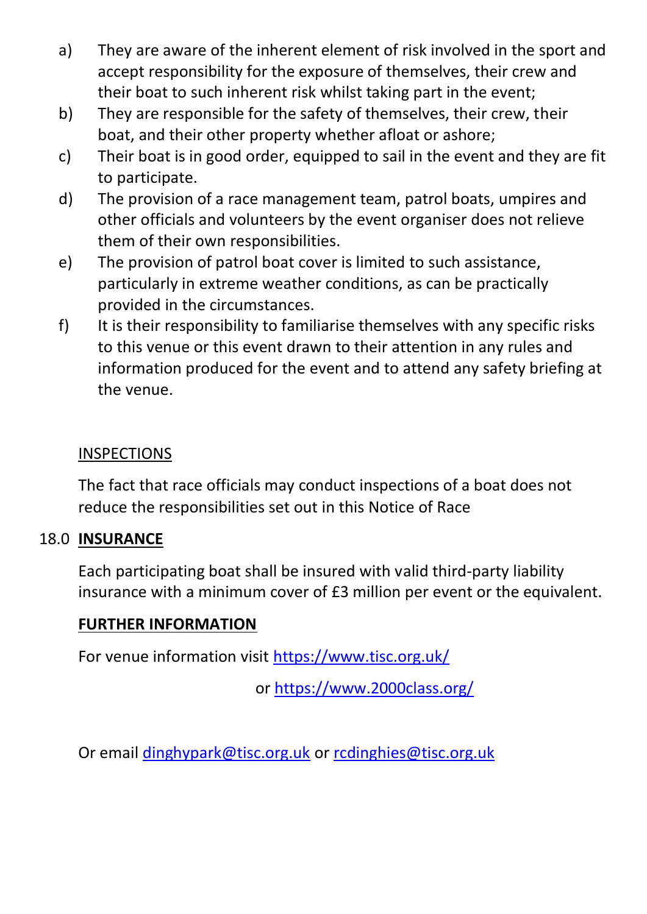a) They are aware of the inherent element of risk involved in the sport and accept responsibility for the exposure of themselves, their crew and their boat to such inherent risk whilst taking part in the event;
b) They are responsible for the safety of themselves, their crew, their boat, and their other property whether afloat or ashore;
c) Their boat is in good order, equipped to sail in the event and they are fit to participate.
d) The provision of a race management team, patrol boats, umpires and other officials and volunteers by the event organiser does not relieve them of their own responsibilities.
e) The provision of patrol boat cover is limited to such assistance, particularly in extreme weather conditions, as can be practically provided in the circumstances.
f) It is their responsibility to familiarise themselves with any specific risks to this venue or this event drawn to their attention in any rules and information produced for the event and to attend any safety briefing at the venue.

INSPECTIONS

The fact that race officials may conduct inspections of a boat does not reduce the responsibilities set out in this Notice of Race

## 18.0 **INSURANCE**

Each participating boat shall be insured with valid third-party liability insurance with a minimum cover of £3 million per event or the equivalent.

**FURTHER INFORMATION**

For venue information visit https://www.tisc.org.uk/

or https://www.2000class.org/

Or email dinghypark@tisc.org.uk or rcdinghies@tisc.org.uk